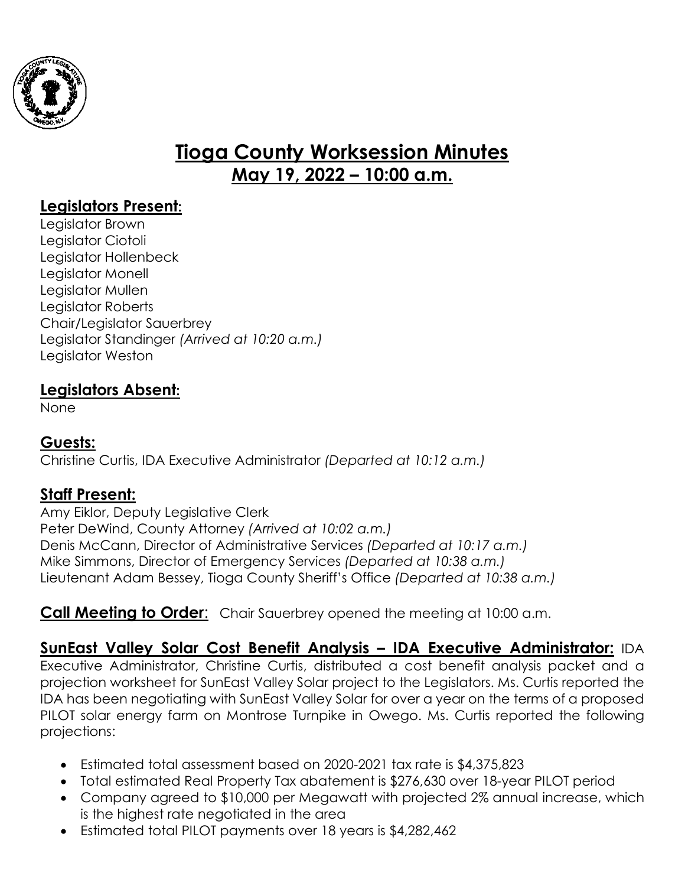# Tioga County Worksession Minutes

## May 19, 2022 – 10:00 a.m.

### Legislators Present:

Legislator Brown
Legislator Ciotoli
Legislator Hollenbeck
Legislator Monell
Legislator Mullen
Legislator Roberts
Chair/Legislator Sauerbrey
Legislator Standinger *(Arrived at 10:20 a.m.)*
Legislator Weston

### Legislators Absent:

None

### Guests:

Christine Curtis, IDA Executive Administrator *(Departed at 10:12 a.m.)*

### Staff Present:

Amy Eiklor, Deputy Legislative Clerk
Peter DeWind, County Attorney *(Arrived at 10:02 a.m.)*
Denis McCann, Director of Administrative Services *(Departed at 10:17 a.m.)*
Mike Simmons, Director of Emergency Services *(Departed at 10:38 a.m.)*
Lieutenant Adam Bessey, Tioga County Sheriff's Office *(Departed at 10:38 a.m.)*

**Call Meeting to Order:** Chair Sauerbrey opened the meeting at 10:00 a.m.

**SunEast Valley Solar Cost Benefit Analysis – IDA Executive Administrator:** IDA Executive Administrator, Christine Curtis, distributed a cost benefit analysis packet and a projection worksheet for SunEast Valley Solar project to the Legislators. Ms. Curtis reported the IDA has been negotiating with SunEast Valley Solar for over a year on the terms of a proposed PILOT solar energy farm on Montrose Turnpike in Owego. Ms. Curtis reported the following projections:

- Estimated total assessment based on 2020-2021 tax rate is $4,375,823
- Total estimated Real Property Tax abatement is $276,630 over 18-year PILOT period
- Company agreed to $10,000 per Megawatt with projected 2% annual increase, which is the highest rate negotiated in the area
- Estimated total PILOT payments over 18 years is $4,282,462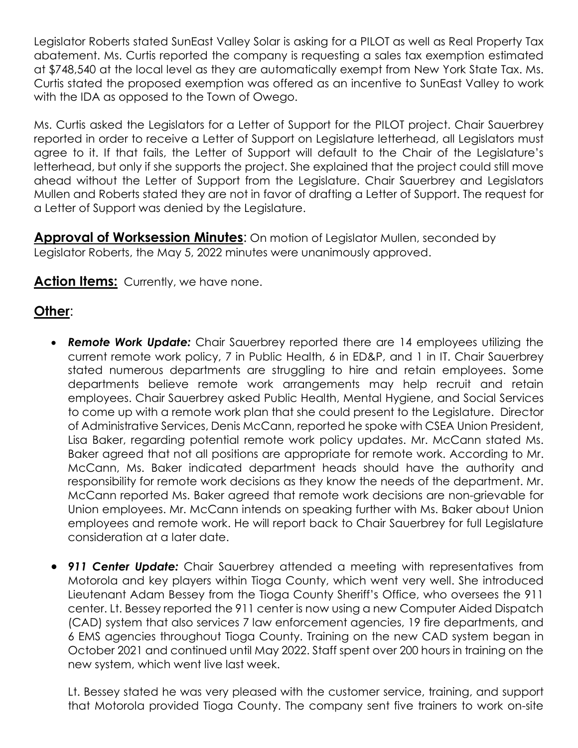Legislator Roberts stated SunEast Valley Solar is asking for a PILOT as well as Real Property Tax abatement. Ms. Curtis reported the company is requesting a sales tax exemption estimated at $748,540 at the local level as they are automatically exempt from New York State Tax. Ms. Curtis stated the proposed exemption was offered as an incentive to SunEast Valley to work with the IDA as opposed to the Town of Owego.

Ms. Curtis asked the Legislators for a Letter of Support for the PILOT project. Chair Sauerbrey reported in order to receive a Letter of Support on Legislature letterhead, all Legislators must agree to it. If that fails, the Letter of Support will default to the Chair of the Legislature's letterhead, but only if she supports the project. She explained that the project could still move ahead without the Letter of Support from the Legislature. Chair Sauerbrey and Legislators Mullen and Roberts stated they are not in favor of drafting a Letter of Support. The request for a Letter of Support was denied by the Legislature.

**Approval of Worksession Minutes**: On motion of Legislator Mullen, seconded by Legislator Roberts, the May 5, 2022 minutes were unanimously approved.

**Action Items:** Currently, we have none.

## Other:

- ***Remote Work Update:*** Chair Sauerbrey reported there are 14 employees utilizing the current remote work policy, 7 in Public Health, 6 in ED&P, and 1 in IT. Chair Sauerbrey stated numerous departments are struggling to hire and retain employees. Some departments believe remote work arrangements may help recruit and retain employees. Chair Sauerbrey asked Public Health, Mental Hygiene, and Social Services to come up with a remote work plan that she could present to the Legislature. Director of Administrative Services, Denis McCann, reported he spoke with CSEA Union President, Lisa Baker, regarding potential remote work policy updates. Mr. McCann stated Ms. Baker agreed that not all positions are appropriate for remote work. According to Mr. McCann, Ms. Baker indicated department heads should have the authority and responsibility for remote work decisions as they know the needs of the department. Mr. McCann reported Ms. Baker agreed that remote work decisions are non-grievable for Union employees. Mr. McCann intends on speaking further with Ms. Baker about Union employees and remote work. He will report back to Chair Sauerbrey for full Legislature consideration at a later date.

- ***911 Center Update:*** Chair Sauerbrey attended a meeting with representatives from Motorola and key players within Tioga County, which went very well. She introduced Lieutenant Adam Bessey from the Tioga County Sheriff's Office, who oversees the 911 center. Lt. Bessey reported the 911 center is now using a new Computer Aided Dispatch (CAD) system that also services 7 law enforcement agencies, 19 fire departments, and 6 EMS agencies throughout Tioga County. Training on the new CAD system began in October 2021 and continued until May 2022. Staff spent over 200 hours in training on the new system, which went live last week.

  Lt. Bessey stated he was very pleased with the customer service, training, and support that Motorola provided Tioga County. The company sent five trainers to work on-site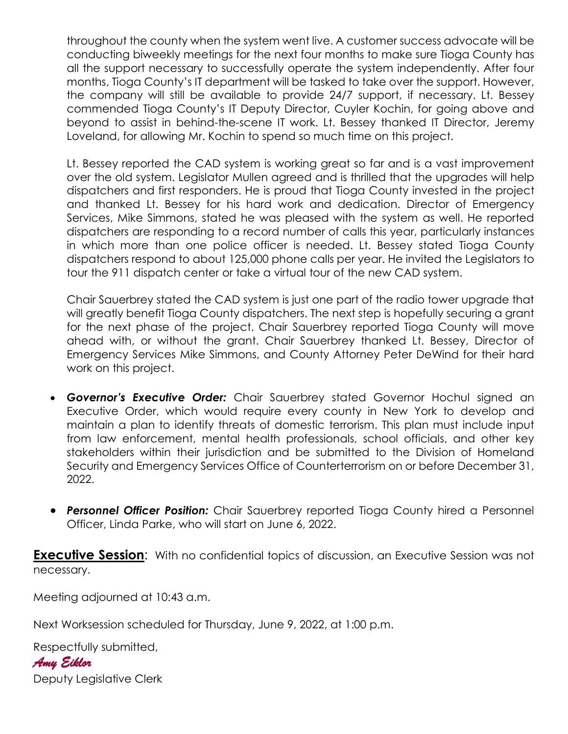throughout the county when the system went live. A customer success advocate will be conducting biweekly meetings for the next four months to make sure Tioga County has all the support necessary to successfully operate the system independently. After four months, Tioga County's IT department will be tasked to take over the support. However, the company will still be available to provide 24/7 support, if necessary. Lt. Bessey commended Tioga County's IT Deputy Director, Cuyler Kochin, for going above and beyond to assist in behind-the-scene IT work. Lt. Bessey thanked IT Director, Jeremy Loveland, for allowing Mr. Kochin to spend so much time on this project.

Lt. Bessey reported the CAD system is working great so far and is a vast improvement over the old system. Legislator Mullen agreed and is thrilled that the upgrades will help dispatchers and first responders. He is proud that Tioga County invested in the project and thanked Lt. Bessey for his hard work and dedication. Director of Emergency Services, Mike Simmons, stated he was pleased with the system as well. He reported dispatchers are responding to a record number of calls this year, particularly instances in which more than one police officer is needed. Lt. Bessey stated Tioga County dispatchers respond to about 125,000 phone calls per year. He invited the Legislators to tour the 911 dispatch center or take a virtual tour of the new CAD system.

Chair Sauerbrey stated the CAD system is just one part of the radio tower upgrade that will greatly benefit Tioga County dispatchers. The next step is hopefully securing a grant for the next phase of the project. Chair Sauerbrey reported Tioga County will move ahead with, or without the grant. Chair Sauerbrey thanked Lt. Bessey, Director of Emergency Services Mike Simmons, and County Attorney Peter DeWind for their hard work on this project.

- ***Governor's Executive Order:*** Chair Sauerbrey stated Governor Hochul signed an Executive Order, which would require every county in New York to develop and maintain a plan to identify threats of domestic terrorism. This plan must include input from law enforcement, mental health professionals, school officials, and other key stakeholders within their jurisdiction and be submitted to the Division of Homeland Security and Emergency Services Office of Counterterrorism on or before December 31, 2022.

- ***Personnel Officer Position:*** Chair Sauerbrey reported Tioga County hired a Personnel Officer, Linda Parke, who will start on June 6, 2022.

**Executive Session**: With no confidential topics of discussion, an Executive Session was not necessary.

Meeting adjourned at 10:43 a.m.

Next Worksession scheduled for Thursday, June 9, 2022, at 1:00 p.m.

Respectfully submitted,

*Amy Eiklor*

Deputy Legislative Clerk